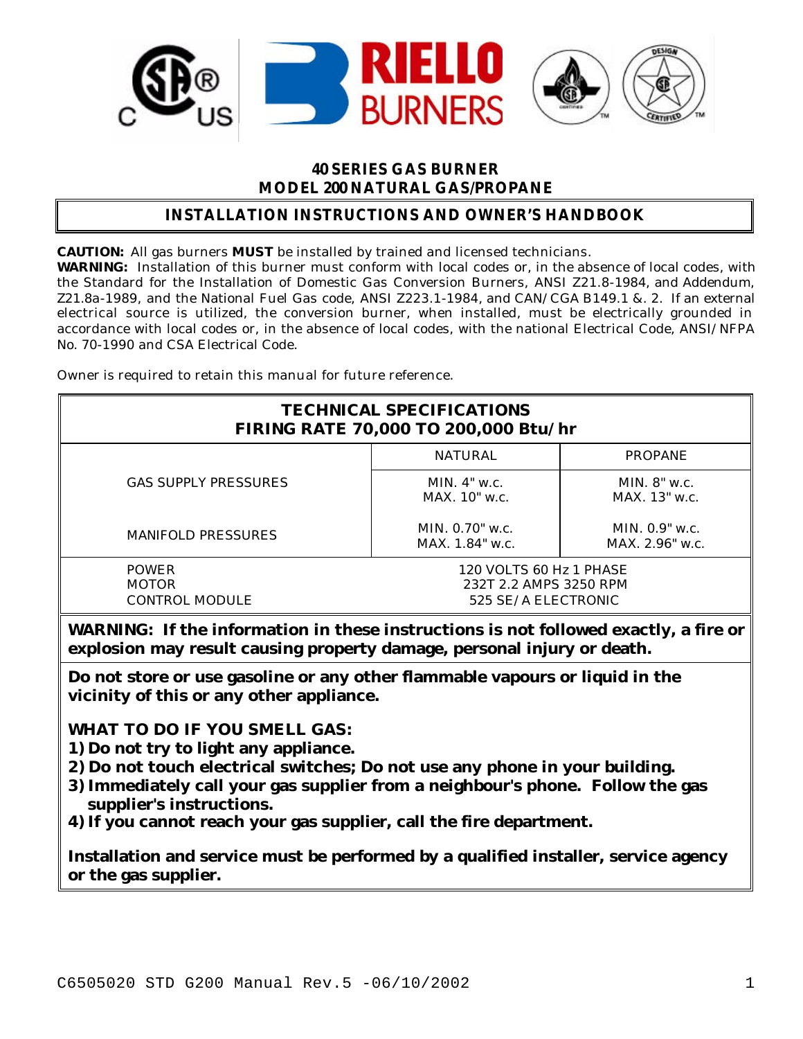# 40 SERIES GAS BURNER
# MODEL 200 NATURAL GAS/PROPANE

## INSTALLATION INSTRUCTIONS AND OWNER'S HANDBOOK

**CAUTION:** All gas burners **MUST** be installed by trained and licensed technicians.
**WARNING:** Installation of this burner must conform with local codes or, in the absence of local codes, with the Standard for the Installation of Domestic Gas Conversion Burners, ANSI Z21.8-1984, and Addendum, Z21.8a-1989, and the National Fuel Gas code, ANSI Z223.1-1984, and CAN/CGA B149.1 &. 2. If an external electrical source is utilized, the conversion burner, when installed, must be electrically grounded in accordance with local codes or, in the absence of local codes, with the national Electrical Code, ANSI/NFPA No. 70-1990 and CSA Electrical Code.

Owner is required to retain this manual for future reference.

| TECHNICAL SPECIFICATIONS FIRING RATE 70,000 TO 200,000 Btu/hr | | |
|---|---|---|
| | NATURAL | PROPANE |
| GAS SUPPLY PRESSURES | MIN. 4" w.c. MAX. 10" w.c. | MIN. 8" w.c. MAX. 13" w.c. |
| MANIFOLD PRESSURES | MIN. 0.70" w.c. MAX. 1.84" w.c. | MIN. 0.9" w.c. MAX. 2.96" w.c. |
| POWER | 120 VOLTS 60 Hz 1 PHASE | |
| MOTOR | 232T 2.2 AMPS 3250 RPM | |
| CONTROL MODULE | 525 SE/A ELECTRONIC | |

**WARNING: If the information in these instructions is not followed exactly, a fire or explosion may result causing property damage, personal injury or death.**

**Do not store or use gasoline or any other flammable vapours or liquid in the vicinity of this or any other appliance.**

**WHAT TO DO IF YOU SMELL GAS:**
1) **Do not try to light any appliance.**
2) **Do not touch electrical switches; Do not use any phone in your building.**
3) **Immediately call your gas supplier from a neighbour's phone. Follow the gas supplier's instructions.**
4) **If you cannot reach your gas supplier, call the fire department.**

**Installation and service must be performed by a qualified installer, service agency or the gas supplier.**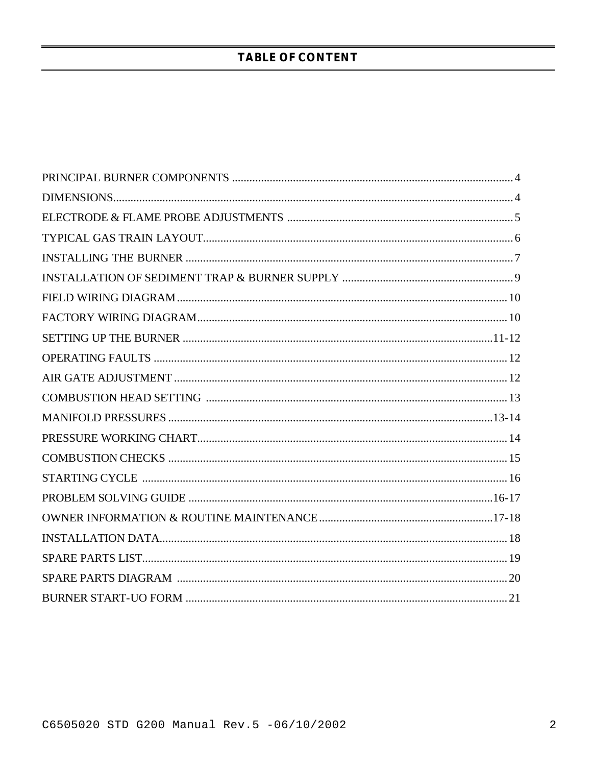# TABLE OF CONTENT

| Section | Page |
|---|---|
| PRINCIPAL BURNER COMPONENTS | 4 |
| DIMENSIONS | 4 |
| ELECTRODE & FLAME PROBE ADJUSTMENTS | 5 |
| TYPICAL GAS TRAIN LAYOUT | 6 |
| INSTALLING THE BURNER | 7 |
| INSTALLATION OF SEDIMENT TRAP & BURNER SUPPLY | 9 |
| FIELD WIRING DIAGRAM | 10 |
| FACTORY WIRING DIAGRAM | 10 |
| SETTING UP THE BURNER | 11-12 |
| OPERATING FAULTS | 12 |
| AIR GATE ADJUSTMENT | 12 |
| COMBUSTION HEAD SETTING | 13 |
| MANIFOLD PRESSURES | 13-14 |
| PRESSURE WORKING CHART | 14 |
| COMBUSTION CHECKS | 15 |
| STARTING CYCLE | 16 |
| PROBLEM SOLVING GUIDE | 16-17 |
| OWNER INFORMATION & ROUTINE MAINTENANCE | 17-18 |
| INSTALLATION DATA | 18 |
| SPARE PARTS LIST | 19 |
| SPARE PARTS DIAGRAM | 20 |
| BURNER START-UO FORM | 21 |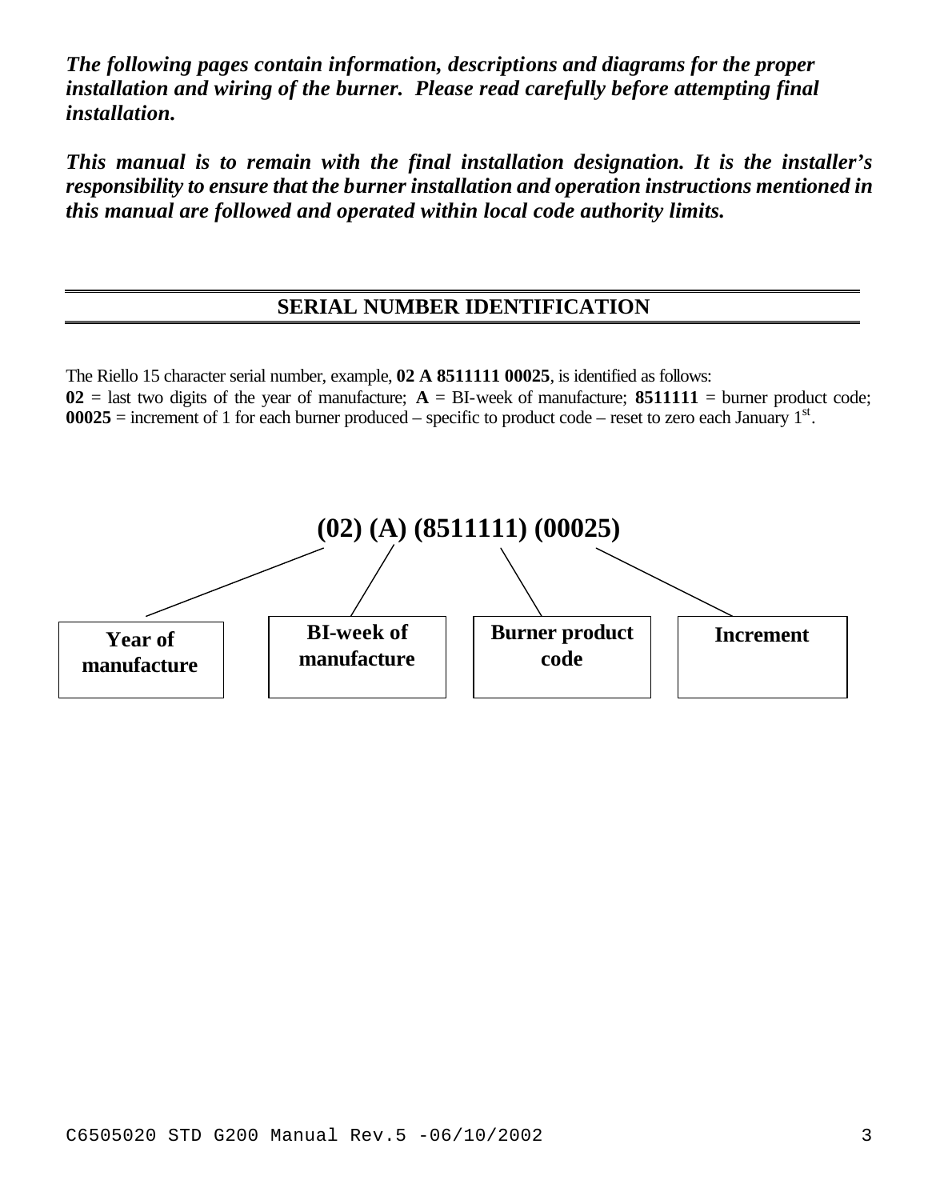***The following pages contain information, descriptions and diagrams for the proper installation and wiring of the burner. Please read carefully before attempting final installation.***

***This manual is to remain with the final installation designation. It is the installer's responsibility to ensure that the burner installation and operation instructions mentioned in this manual are followed and operated within local code authority limits.***

## SERIAL NUMBER IDENTIFICATION

The Riello 15 character serial number, example, **02 A 8511111 00025**, is identified as follows:
**02** = last two digits of the year of manufacture; **A** = BI-week of manufacture; **8511111** = burner product code; **00025** = increment of 1 for each burner produced – specific to product code – reset to zero each January 1st.

**(02) (A) (8511111) (00025)**

| (02) | (A) | (8511111) | (00025) |
|---|---|---|---|
| **Year of manufacture** | **BI-week of manufacture** | **Burner product code** | **Increment** |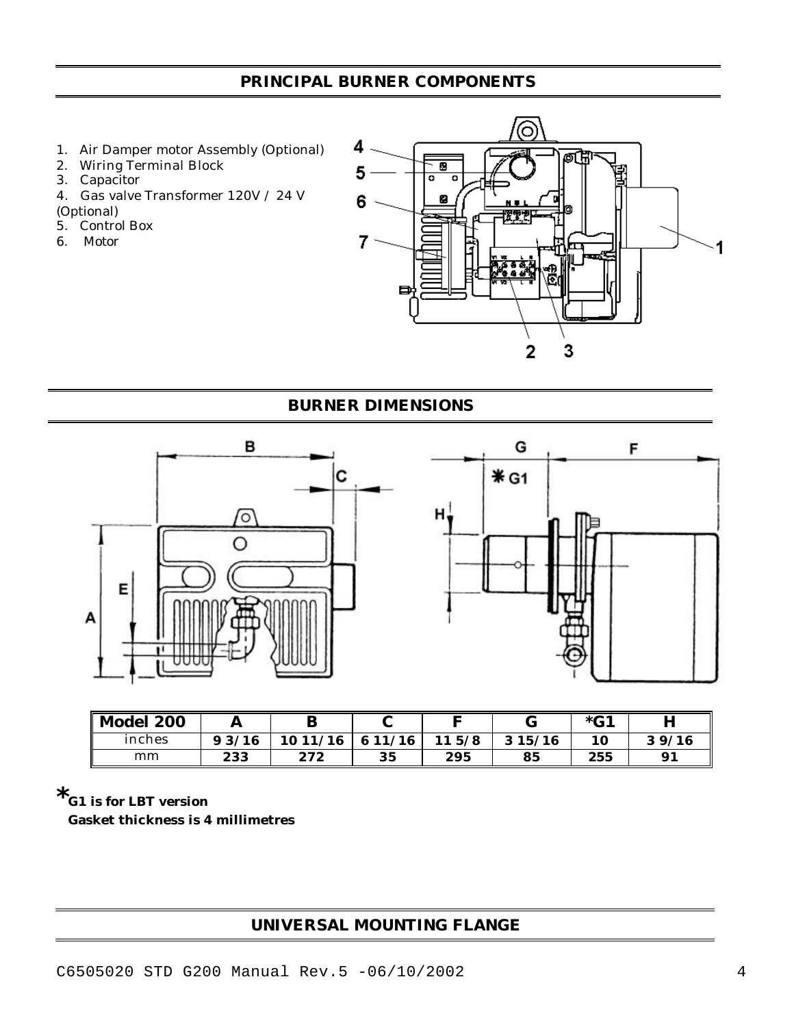## PRINCIPAL BURNER COMPONENTS

1. Air Damper motor Assembly (Optional)
2. Wiring Terminal Block
3. Capacitor
4. Gas valve Transformer 120V / 24 V (Optional)
5. Control Box
6. Motor

## BURNER DIMENSIONS

| Model 200 | A | B | C | F | G | *G1 | H |
|---|---|---|---|---|---|---|---|
| inches | 9 3/16 | 10 11/16 | 6 11/16 | 11 5/8 | 3 15/16 | 10 | 3 9/16 |
| mm | 233 | 272 | 35 | 295 | 85 | 255 | 91 |

***G1 is for LBT version**
**Gasket thickness is 4 millimetres**

## UNIVERSAL MOUNTING FLANGE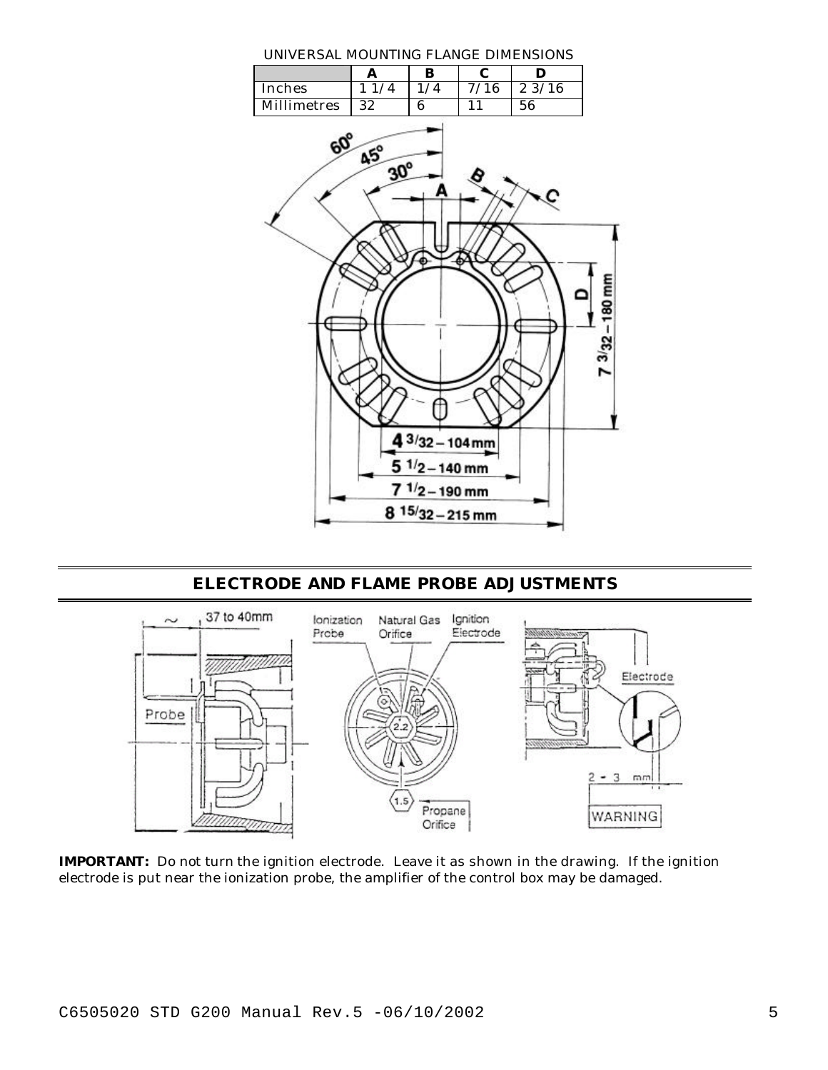UNIVERSAL MOUNTING FLANGE DIMENSIONS

| | A | B | C | D |
|---|---|---|---|---|
| Inches | 1 1/4 | 1/4 | 7/16 | 2 3/16 |
| Millimetres | 32 | 6 | 11 | 56 |

## ELECTRODE AND FLAME PROBE ADJUSTMENTS

**IMPORTANT:** Do not turn the ignition electrode. Leave it as shown in the drawing. If the ignition electrode is put near the ionization probe, the amplifier of the control box may be damaged.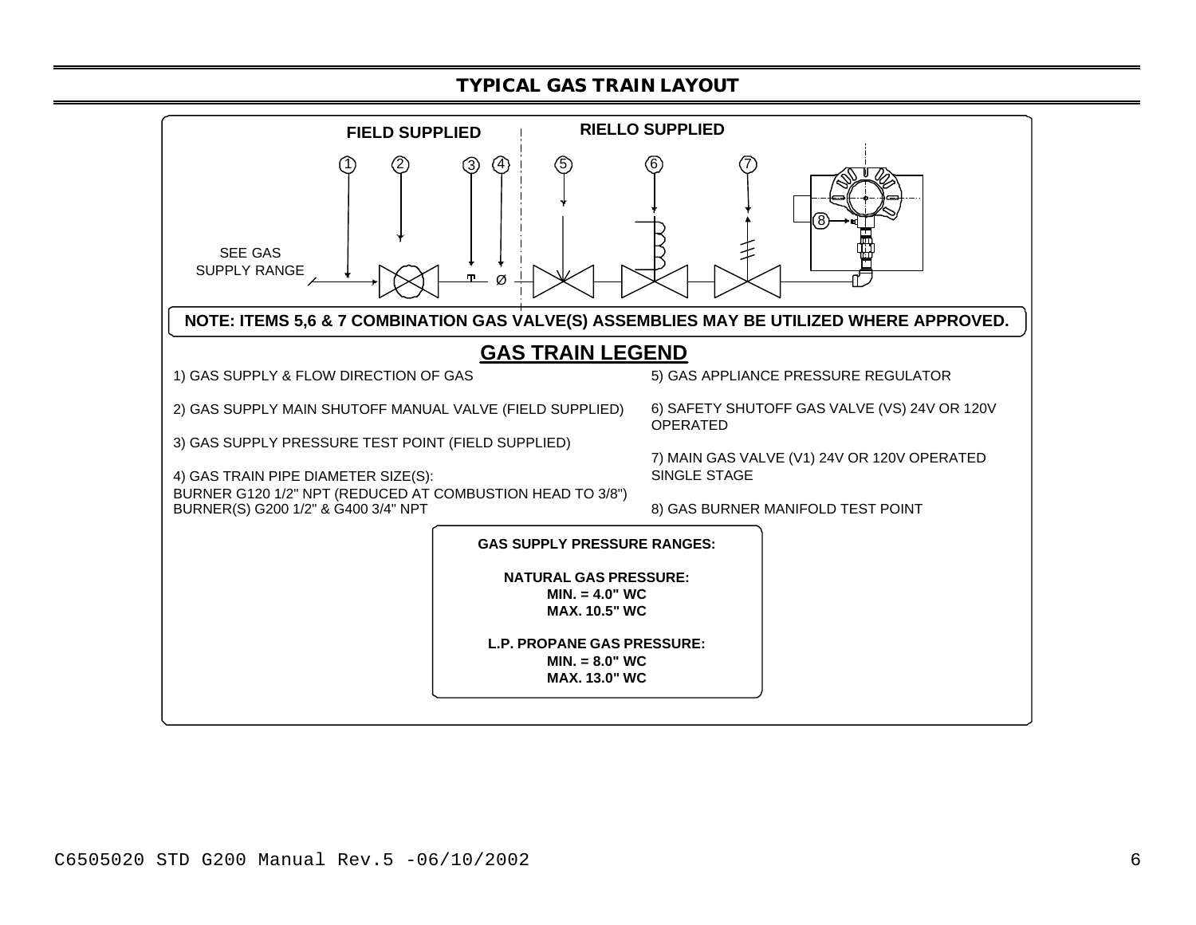## TYPICAL GAS TRAIN LAYOUT

**FIELD SUPPLIED** | **RIELLO SUPPLIED**

SEE GAS SUPPLY RANGE

1 2 3 4 5 6 7 8

**NOTE: ITEMS 5,6 & 7 COMBINATION GAS VALVE(S) ASSEMBLIES MAY BE UTILIZED WHERE APPROVED.**

## GAS TRAIN LEGEND

1) GAS SUPPLY & FLOW DIRECTION OF GAS

2) GAS SUPPLY MAIN SHUTOFF MANUAL VALVE (FIELD SUPPLIED)

3) GAS SUPPLY PRESSURE TEST POINT (FIELD SUPPLIED)

4) GAS TRAIN PIPE DIAMETER SIZE(S):
BURNER G120 1/2" NPT (REDUCED AT COMBUSTION HEAD TO 3/8")
BURNER(S) G200 1/2" & G400 3/4" NPT

5) GAS APPLIANCE PRESSURE REGULATOR

6) SAFETY SHUTOFF GAS VALVE (VS) 24V OR 120V OPERATED

7) MAIN GAS VALVE (V1) 24V OR 120V OPERATED SINGLE STAGE

8) GAS BURNER MANIFOLD TEST POINT

**GAS SUPPLY PRESSURE RANGES:**

**NATURAL GAS PRESSURE:**
**MIN. = 4.0" WC**
**MAX. 10.5" WC**

**L.P. PROPANE GAS PRESSURE:**
**MIN. = 8.0" WC**
**MAX. 13.0" WC**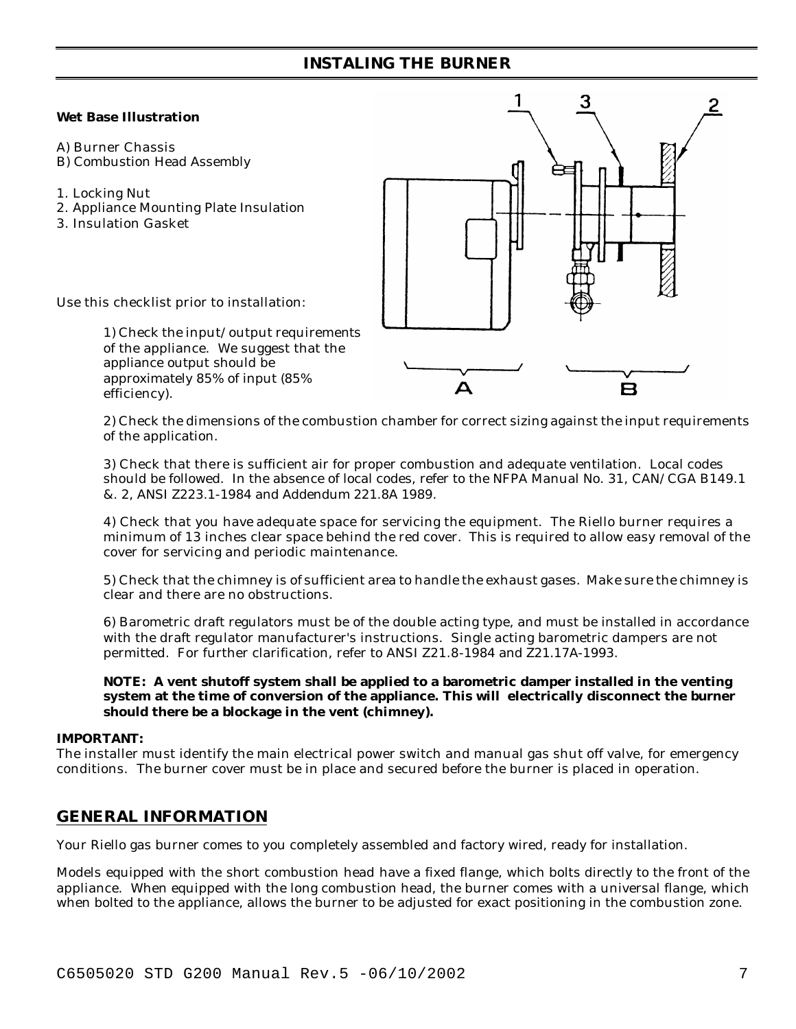# INSTALING THE BURNER

**Wet Base Illustration**

A) Burner Chassis
B) Combustion Head Assembly

1. Locking Nut
2. Appliance Mounting Plate Insulation
3. Insulation Gasket

Use this checklist prior to installation:

1) Check the input/output requirements of the appliance. We suggest that the appliance output should be approximately 85% of input (85% efficiency).

2) Check the dimensions of the combustion chamber for correct sizing against the input requirements of the application.

3) Check that there is sufficient air for proper combustion and adequate ventilation. Local codes should be followed. In the absence of local codes, refer to the NFPA Manual No. 31, CAN/CGA B149.1 &. 2, ANSI Z223.1-1984 and Addendum 221.8A 1989.

4) Check that you have adequate space for servicing the equipment. The Riello burner requires a minimum of 13 inches clear space behind the red cover. This is required to allow easy removal of the cover for servicing and periodic maintenance.

5) Check that the chimney is of sufficient area to handle the exhaust gases. Make sure the chimney is clear and there are no obstructions.

6) Barometric draft regulators must be of the double acting type, and must be installed in accordance with the draft regulator manufacturer's instructions. Single acting barometric dampers are not permitted. For further clarification, refer to ANSI Z21.8-1984 and Z21.17A-1993.

**NOTE: A vent shutoff system shall be applied to a barometric damper installed in the venting system at the time of conversion of the appliance. This will electrically disconnect the burner should there be a blockage in the vent (chimney).**

**IMPORTANT:**
The installer must identify the main electrical power switch and manual gas shut off valve, for emergency conditions. The burner cover must be in place and secured before the burner is placed in operation.

## GENERAL INFORMATION

Your Riello gas burner comes to you completely assembled and factory wired, ready for installation.

Models equipped with the short combustion head have a fixed flange, which bolts directly to the front of the appliance. When equipped with the long combustion head, the burner comes with a universal flange, which when bolted to the appliance, allows the burner to be adjusted for exact positioning in the combustion zone.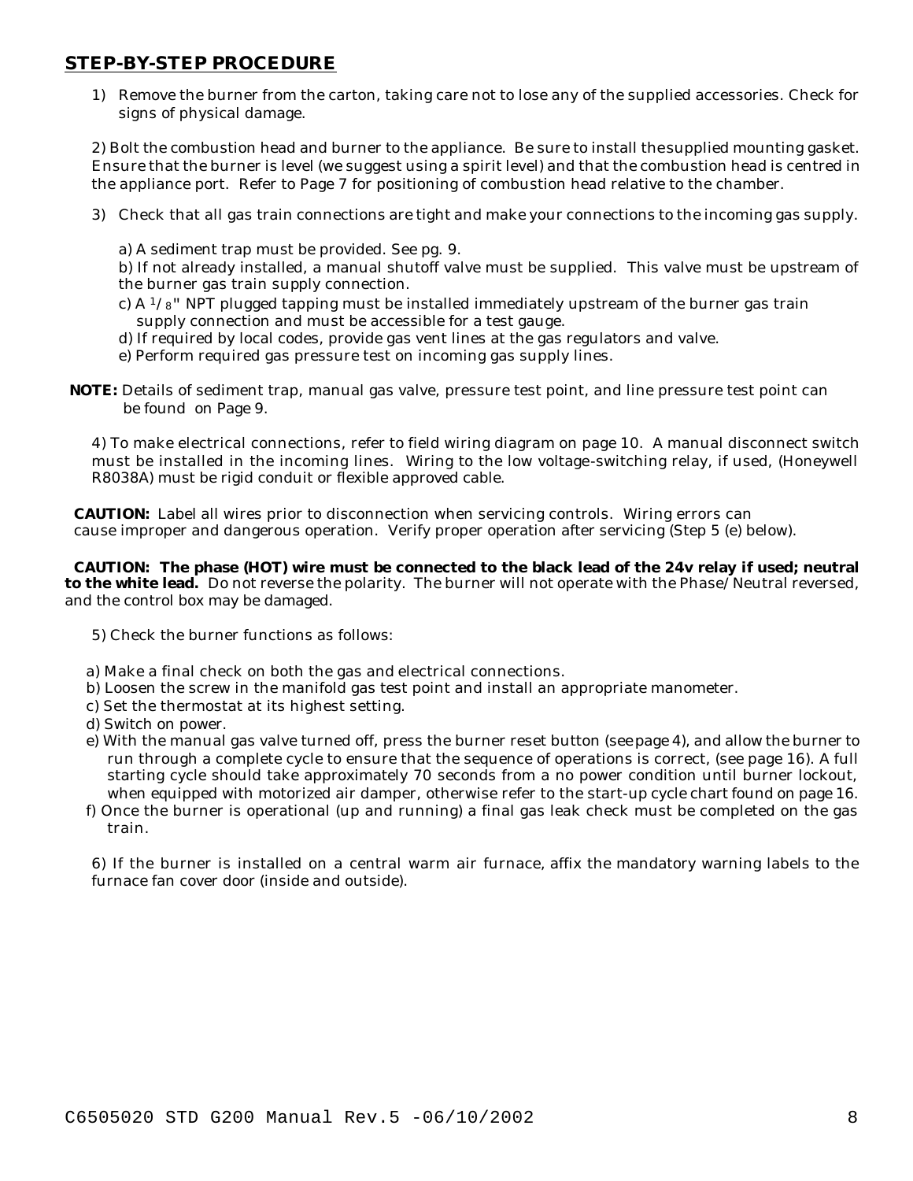## STEP-BY-STEP PROCEDURE

1) Remove the burner from the carton, taking care not to lose any of the supplied accessories. Check for signs of physical damage.

2) Bolt the combustion head and burner to the appliance. Be sure to install thesupplied mounting gasket. Ensure that the burner is level (we suggest using a spirit level) and that the combustion head is centred in the appliance port. Refer to Page 7 for positioning of combustion head relative to the chamber.

3) Check that all gas train connections are tight and make your connections to the incoming gas supply.

a) A sediment trap must be provided. See pg. 9.
b) If not already installed, a manual shutoff valve must be supplied. This valve must be upstream of the burner gas train supply connection.
c) A 1/8" NPT plugged tapping must be installed immediately upstream of the burner gas train supply connection and must be accessible for a test gauge.
d) If required by local codes, provide gas vent lines at the gas regulators and valve.
e) Perform required gas pressure test on incoming gas supply lines.

**NOTE:** Details of sediment trap, manual gas valve, pressure test point, and line pressure test point can be found on Page 9.

4) To make electrical connections, refer to field wiring diagram on page 10. A manual disconnect switch must be installed in the incoming lines. Wiring to the low voltage-switching relay, if used, (Honeywell R8038A) must be rigid conduit or flexible approved cable.

**CAUTION:** Label all wires prior to disconnection when servicing controls. Wiring errors can cause improper and dangerous operation. Verify proper operation after servicing (Step 5 (e) below).

**CAUTION: The phase (HOT) wire must be connected to the black lead of the 24v relay if used; neutral to the white lead.** Do not reverse the polarity. The burner will not operate with the Phase/Neutral reversed, and the control box may be damaged.

5) Check the burner functions as follows:

a) Make a final check on both the gas and electrical connections.
b) Loosen the screw in the manifold gas test point and install an appropriate manometer.
c) Set the thermostat at its highest setting.
d) Switch on power.
e) With the manual gas valve turned off, press the burner reset button (seepage 4), and allow the burner to run through a complete cycle to ensure that the sequence of operations is correct, (see page 16). A full starting cycle should take approximately 70 seconds from a no power condition until burner lockout, when equipped with motorized air damper, otherwise refer to the start-up cycle chart found on page 16.
f) Once the burner is operational (up and running) a final gas leak check must be completed on the gas train.

6) If the burner is installed on a central warm air furnace, affix the mandatory warning labels to the furnace fan cover door (inside and outside).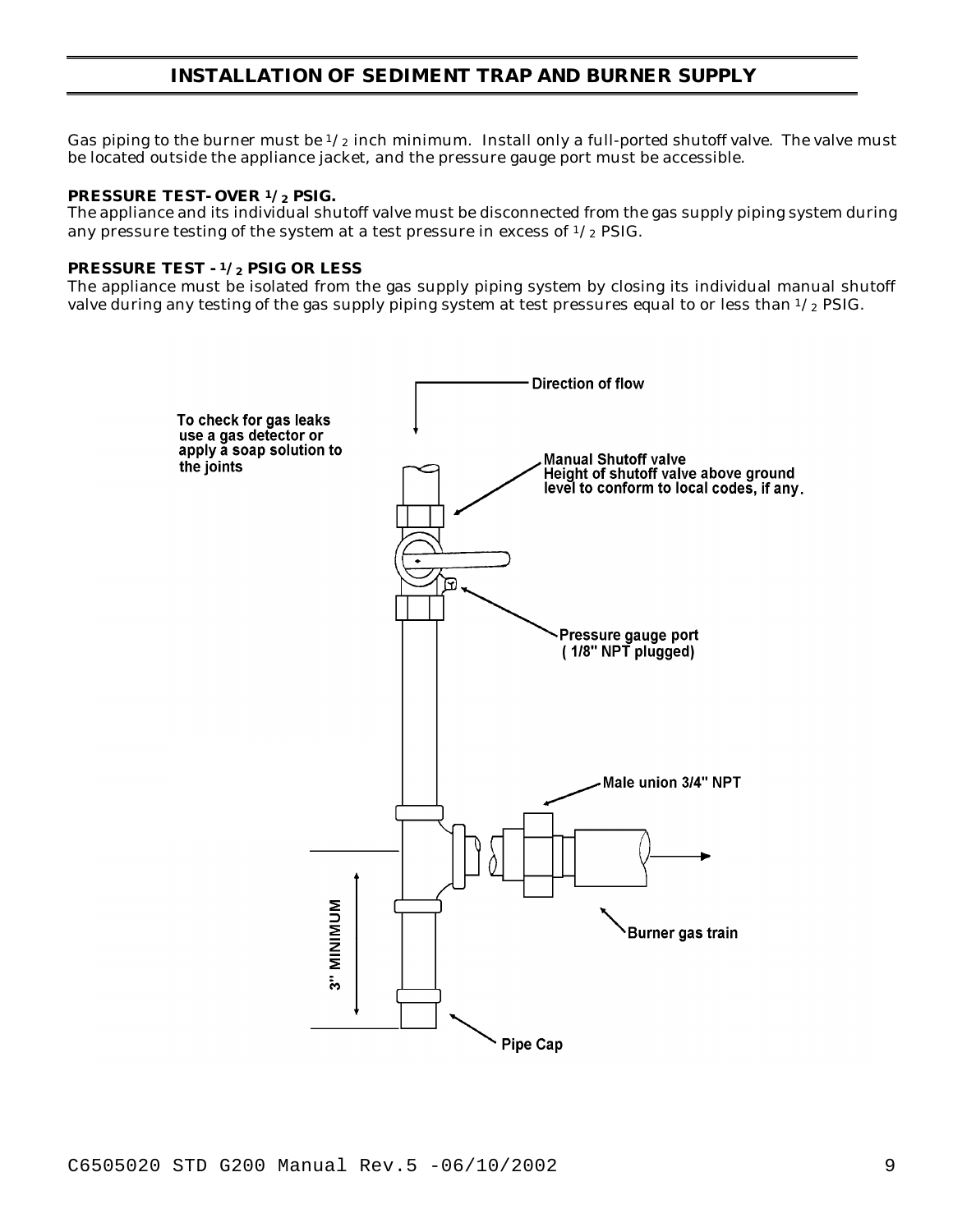## INSTALLATION OF SEDIMENT TRAP AND BURNER SUPPLY

Gas piping to the burner must be 1/2 inch minimum. Install only a full-ported shutoff valve. The valve must be located outside the appliance jacket, and the pressure gauge port must be accessible.

**PRESSURE TEST- OVER 1/2 PSIG.**
The appliance and its individual shutoff valve must be disconnected from the gas supply piping system during any pressure testing of the system at a test pressure in excess of 1/2 PSIG.

**PRESSURE TEST - 1/2 PSIG OR LESS**
The appliance must be isolated from the gas supply piping system by closing its individual manual shutoff valve during any testing of the gas supply piping system at test pressures equal to or less than 1/2 PSIG.

Direction of flow

To check for gas leaks use a gas detector or apply a soap solution to the joints

Manual Shutoff valve
Height of shutoff valve above ground level to conform to local codes, if any.

Pressure gauge port
( 1/8" NPT plugged)

Male union 3/4" NPT

Burner gas train

3" MINIMUM

Pipe Cap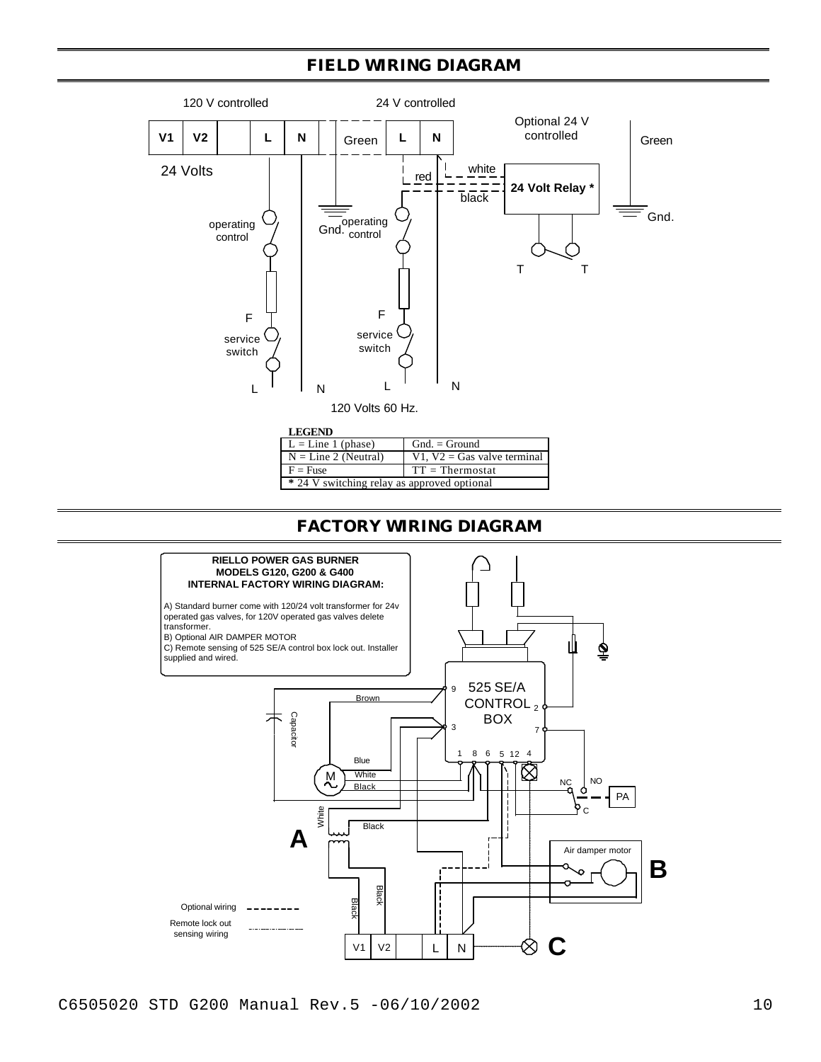## FIELD WIRING DIAGRAM

120 V controlled

24 V controlled

V1 V2 L N Green L N

24 Volts

Optional 24 V controlled

Green

white

red

24 Volt Relay *

black

Gnd.

operating control

Gnd.

operating control

T T

F

F

service switch

service switch

L N L N

120 Volts 60 Hz.

**LEGEND**

| L = Line 1 (phase) | Gnd. = Ground |
|---|---|
| N = Line 2 (Neutral) | V1, V2 = Gas valve terminal |
| F = Fuse | TT = Thermostat |
| * 24 V switching relay as approved optional | |

## FACTORY WIRING DIAGRAM

**RIELLO POWER GAS BURNER**
**MODELS G120, G200 & G400**
**INTERNAL FACTORY WIRING DIAGRAM:**

A) Standard burner come with 120/24 volt transformer for 24v operated gas valves, for 120V operated gas valves delete transformer.
B) Optional AIR DAMPER MOTOR
C) Remote sensing of 525 SE/A control box lock out. Installer supplied and wired.

525 SE/A CONTROL BOX

9 2 3 7 1 8 6 5 12 4

Brown

Capacitor

Blue

White

Black

M

NC NO

PA

C

White

Black

A

Air damper motor

B

Black

Black

Optional wiring

Remote lock out sensing wiring

V1 V2 L N

C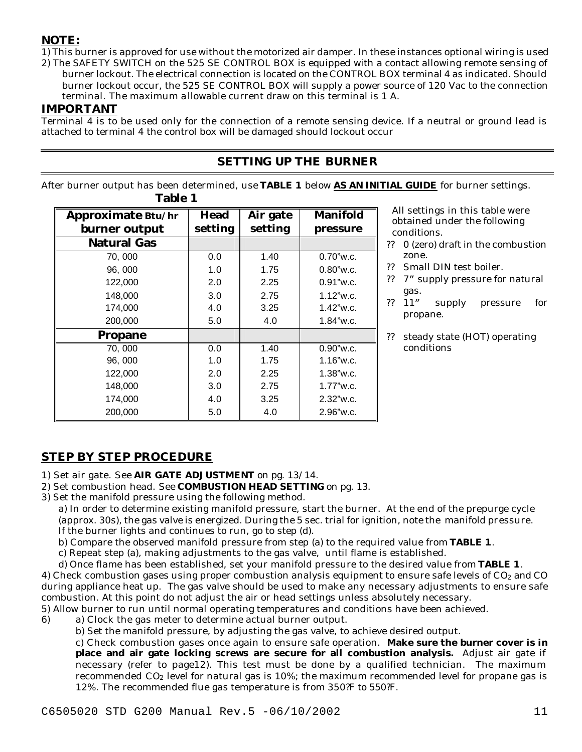**NOTE:**

1) This burner is approved for use without the motorized air damper. In these instances optional wiring is used
2) The SAFETY SWITCH on the 525 SE CONTROL BOX is equipped with a contact allowing remote sensing of burner lockout. The electrical connection is located on the CONTROL BOX terminal 4 as indicated. Should burner lockout occur, the 525 SE CONTROL BOX will supply a power source of 120 Vac to the connection terminal. The maximum allowable current draw on this terminal is 1 A.

**IMPORTANT**

Terminal 4 is to be used only for the connection of a remote sensing device. If a neutral or ground lead is attached to terminal 4 the control box will be damaged should lockout occur

## SETTING UP THE BURNER

After burner output has been determined, use **TABLE 1** below **AS AN INITIAL GUIDE** for burner settings.

**Table 1**

| Approximate Btu/hr burner output | Head setting | Air gate setting | Manifold pressure |
|---|---|---|---|
| **Natural Gas** | | | |
| 70, 000 | 0.0 | 1.40 | 0.70"w.c. |
| 96, 000 | 1.0 | 1.75 | 0.80"w.c. |
| 122,000 | 2.0 | 2.25 | 0.91"w.c. |
| 148,000 | 3.0 | 2.75 | 1.12"w.c. |
| 174,000 | 4.0 | 3.25 | 1.42"w.c. |
| 200,000 | 5.0 | 4.0 | 1.84"w.c. |
| **Propane** | | | |
| 70, 000 | 0.0 | 1.40 | 0.90"w.c. |
| 96, 000 | 1.0 | 1.75 | 1.16"w.c. |
| 122,000 | 2.0 | 2.25 | 1.38"w.c. |
| 148,000 | 3.0 | 2.75 | 1.77"w.c. |
| 174,000 | 4.0 | 3.25 | 2.32"w.c. |
| 200,000 | 5.0 | 4.0 | 2.96"w.c. |

All settings in this table were obtained under the following conditions.

- 0 (zero) draft in the combustion zone.
- Small DIN test boiler.
- 7" supply pressure for natural gas.
- 11" supply pressure for propane.
- steady state (HOT) operating conditions

## STEP BY STEP PROCEDURE

1) Set air gate. See **AIR GATE ADJUSTMENT** on pg. 13/14.
2) Set combustion head. See **COMBUSTION HEAD SETTING** on pg. 13.
3) Set the manifold pressure using the following method.
   a) In order to determine existing manifold pressure, start the burner. At the end of the prepurge cycle (approx. 30s), the gas valve is energized. During the 5 sec. trial for ignition, note the manifold pressure. If the burner lights and continues to run, go to step (d).
   b) Compare the observed manifold pressure from step (a) to the required value from **TABLE 1**.
   c) Repeat step (a), making adjustments to the gas valve, until flame is established.
   d) Once flame has been established, set your manifold pressure to the desired value from **TABLE 1**.
4) Check combustion gases using proper combustion analysis equipment to ensure safe levels of $CO_2$ and CO during appliance heat up. The gas valve should be used to make any necessary adjustments to ensure safe combustion. At this point do not adjust the air or head settings unless absolutely necessary.
5) Allow burner to run until normal operating temperatures and conditions have been achieved.
6) a) Clock the gas meter to determine actual burner output.
   b) Set the manifold pressure, by adjusting the gas valve, to achieve desired output.
   c) Check combustion gases once again to ensure safe operation. **Make sure the burner cover is in place and air gate locking screws are secure for all combustion analysis.** Adjust air gate if necessary (refer to page12). This test must be done by a qualified technician. The maximum recommended $CO_2$ level for natural gas is 10%; the maximum recommended level for propane gas is 12%. The recommended flue gas temperature is from 350?F to 550?F.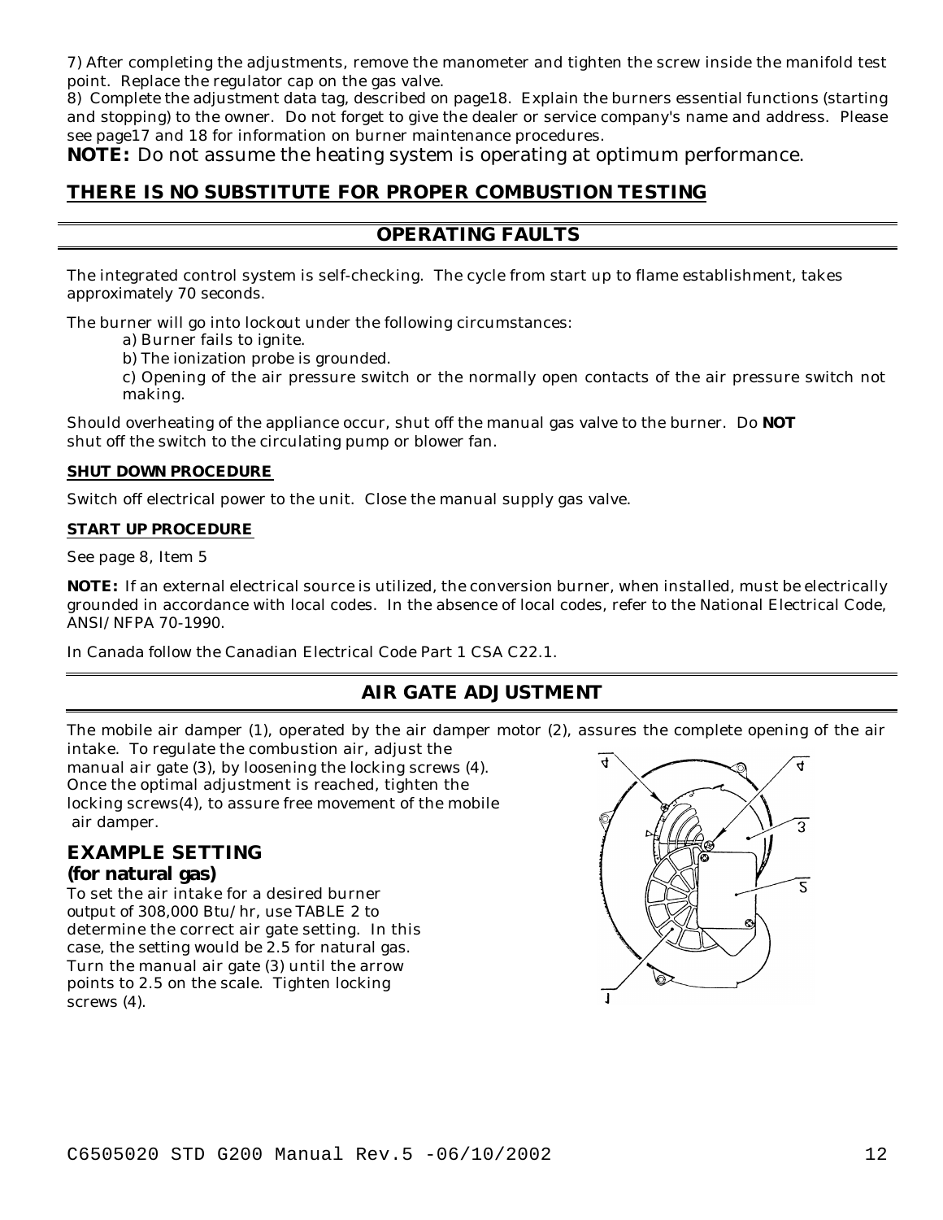7) After completing the adjustments, remove the manometer and tighten the screw inside the manifold test point. Replace the regulator cap on the gas valve.

8) Complete the adjustment data tag, described on page18. Explain the burners essential functions (starting and stopping) to the owner. Do not forget to give the dealer or service company's name and address. Please see page17 and 18 for information on burner maintenance procedures.

**NOTE:** Do not assume the heating system is operating at optimum performance.

## THERE IS NO SUBSTITUTE FOR PROPER COMBUSTION TESTING

## OPERATING FAULTS

The integrated control system is self-checking. The cycle from start up to flame establishment, takes approximately 70 seconds.

The burner will go into lockout under the following circumstances:

a) Burner fails to ignite.

b) The ionization probe is grounded.

c) Opening of the air pressure switch or the normally open contacts of the air pressure switch not making.

Should overheating of the appliance occur, shut off the manual gas valve to the burner. Do **NOT** shut off the switch to the circulating pump or blower fan.

### SHUT DOWN PROCEDURE

Switch off electrical power to the unit. Close the manual supply gas valve.

### START UP PROCEDURE

See page 8, Item 5

**NOTE:** If an external electrical source is utilized, the conversion burner, when installed, must be electrically grounded in accordance with local codes. In the absence of local codes, refer to the National Electrical Code, ANSI/NFPA 70-1990.

In Canada follow the Canadian Electrical Code Part 1 CSA C22.1.

## AIR GATE ADJUSTMENT

The mobile air damper (1), operated by the air damper motor (2), assures the complete opening of the air intake. To regulate the combustion air, adjust the manual air gate (3), by loosening the locking screws (4). Once the optimal adjustment is reached, tighten the locking screws(4), to assure free movement of the mobile air damper.

### EXAMPLE SETTING
**(for natural gas)**

To set the air intake for a desired burner output of 308,000 Btu/hr, use TABLE 2 to determine the correct air gate setting. In this case, the setting would be 2.5 for natural gas. Turn the manual air gate (3) until the arrow points to 2.5 on the scale. Tighten locking screws (4).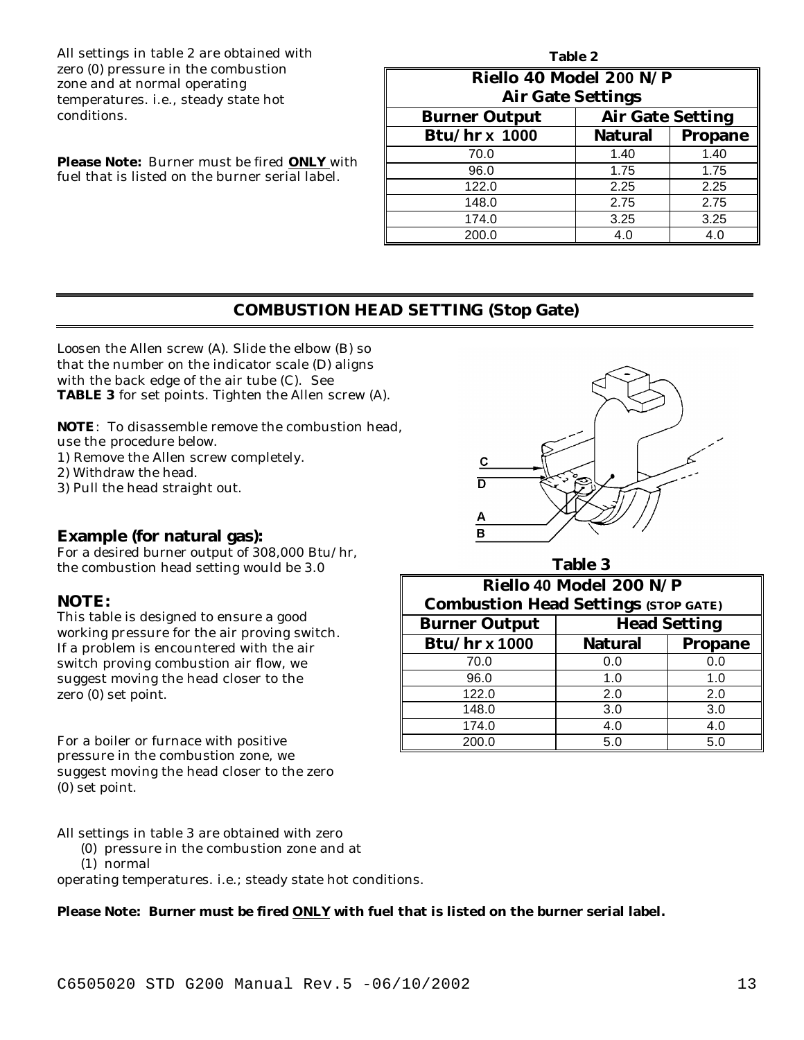All settings in table 2 are obtained with zero (0) pressure in the combustion zone and at normal operating temperatures. i.e., steady state hot conditions.

**Please Note:** Burner must be fired **ONLY** with fuel that is listed on the burner serial label.

**Table 2**

| Riello 40 Model 200 N/P Air Gate Settings | | |
|---|---|---|
| **Burner Output** | **Air Gate Setting** | |
| **Btu/hr x 1000** | **Natural** | **Propane** |
| 70.0 | 1.40 | 1.40 |
| 96.0 | 1.75 | 1.75 |
| 122.0 | 2.25 | 2.25 |
| 148.0 | 2.75 | 2.75 |
| 174.0 | 3.25 | 3.25 |
| 200.0 | 4.0 | 4.0 |

## COMBUSTION HEAD SETTING (Stop Gate)

Loosen the Allen screw (A). Slide the elbow (B) so that the number on the indicator scale (D) aligns with the back edge of the air tube (C). See **TABLE 3** for set points. Tighten the Allen screw (A).

**NOTE**: To disassemble remove the combustion head, use the procedure below.
1) Remove the Allen screw completely.
2) Withdraw the head.
3) Pull the head straight out.

### Example (for natural gas):

For a desired burner output of 308,000 Btu/hr, the combustion head setting would be 3.0

### NOTE:

This table is designed to ensure a good working pressure for the air proving switch. If a problem is encountered with the air switch proving combustion air flow, we suggest moving the head closer to the zero (0) set point.

For a boiler or furnace with positive pressure in the combustion zone, we suggest moving the head closer to the zero (0) set point.

**Table 3**

| Riello 40 Model 200 N/P Combustion Head Settings (STOP GATE) | | |
|---|---|---|
| **Burner Output** | **Head Setting** | |
| **Btu/hr x 1000** | **Natural** | **Propane** |
| 70.0 | 0.0 | 0.0 |
| 96.0 | 1.0 | 1.0 |
| 122.0 | 2.0 | 2.0 |
| 148.0 | 3.0 | 3.0 |
| 174.0 | 4.0 | 4.0 |
| 200.0 | 5.0 | 5.0 |

All settings in table 3 are obtained with zero
(0) pressure in the combustion zone and at
(1) normal
operating temperatures. i.e.; steady state hot conditions.

**Please Note: Burner must be fired ONLY with fuel that is listed on the burner serial label.**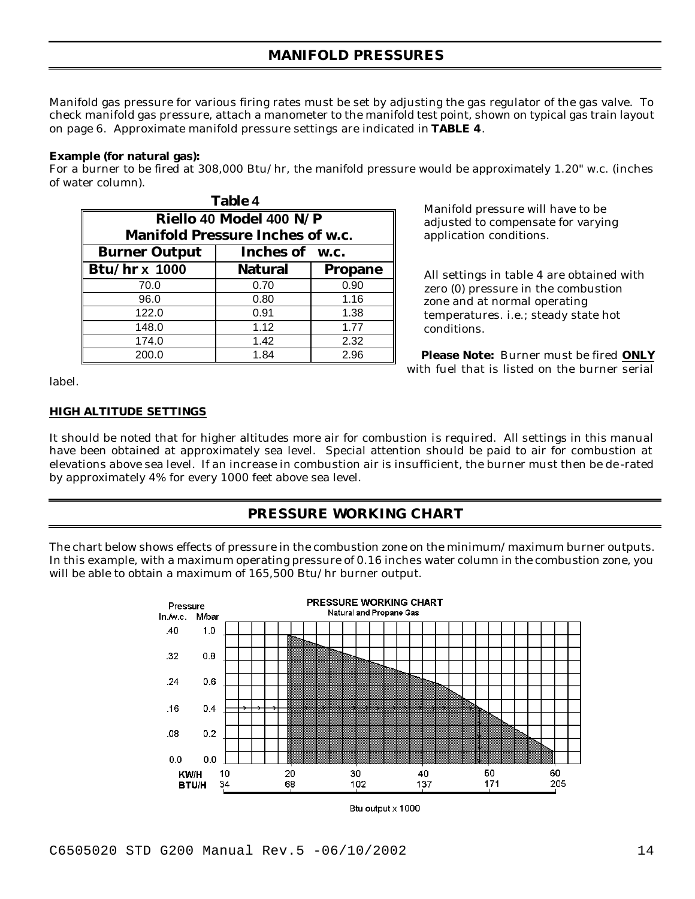## MANIFOLD PRESSURES

Manifold gas pressure for various firing rates must be set by adjusting the gas regulator of the gas valve. To check manifold gas pressure, attach a manometer to the manifold test point, shown on typical gas train layout on page 6. Approximate manifold pressure settings are indicated in **TABLE 4**.

**Example (for natural gas):**
For a burner to be fired at 308,000 Btu/hr, the manifold pressure would be approximately 1.20" w.c. (inches of water column).

**Table 4**

| Riello 40 Model 400 N/P Manifold Pressure Inches of w.c. | | |
|---|---|---|
| **Burner Output** | **Inches of w.c.** | |
| **Btu/hr x 1000** | **Natural** | **Propane** |
| 70.0 | 0.70 | 0.90 |
| 96.0 | 0.80 | 1.16 |
| 122.0 | 0.91 | 1.38 |
| 148.0 | 1.12 | 1.77 |
| 174.0 | 1.42 | 2.32 |
| 200.0 | 1.84 | 2.96 |

Manifold pressure will have to be adjusted to compensate for varying application conditions.

All settings in table 4 are obtained with zero (0) pressure in the combustion zone and at normal operating temperatures. i.e.; steady state hot conditions.

**Please Note:** Burner must be fired **ONLY** with fuel that is listed on the burner serial label.

**HIGH ALTITUDE SETTINGS**

It should be noted that for higher altitudes more air for combustion is required. All settings in this manual have been obtained at approximately sea level. Special attention should be paid to air for combustion at elevations above sea level. If an increase in combustion air is insufficient, the burner must then be de-rated by approximately 4% for every 1000 feet above sea level.

## PRESSURE WORKING CHART

The chart below shows effects of pressure in the combustion zone on the minimum/maximum burner outputs. In this example, with a maximum operating pressure of 0.16 inches water column in the combustion zone, you will be able to obtain a maximum of 165,500 Btu/hr burner output.

PRESSURE WORKING CHART
Natural and Propane Gas

Pressure In./w.c. (.40, .32, .24, .16, .08, 0.0) / M/bar (1.0, 0.8, 0.6, 0.4, 0.2, 0.0)

KW/H: 10, 20, 30, 40, 50, 60
BTU/H: 34, 68, 102, 137, 171, 205

Btu output x 1000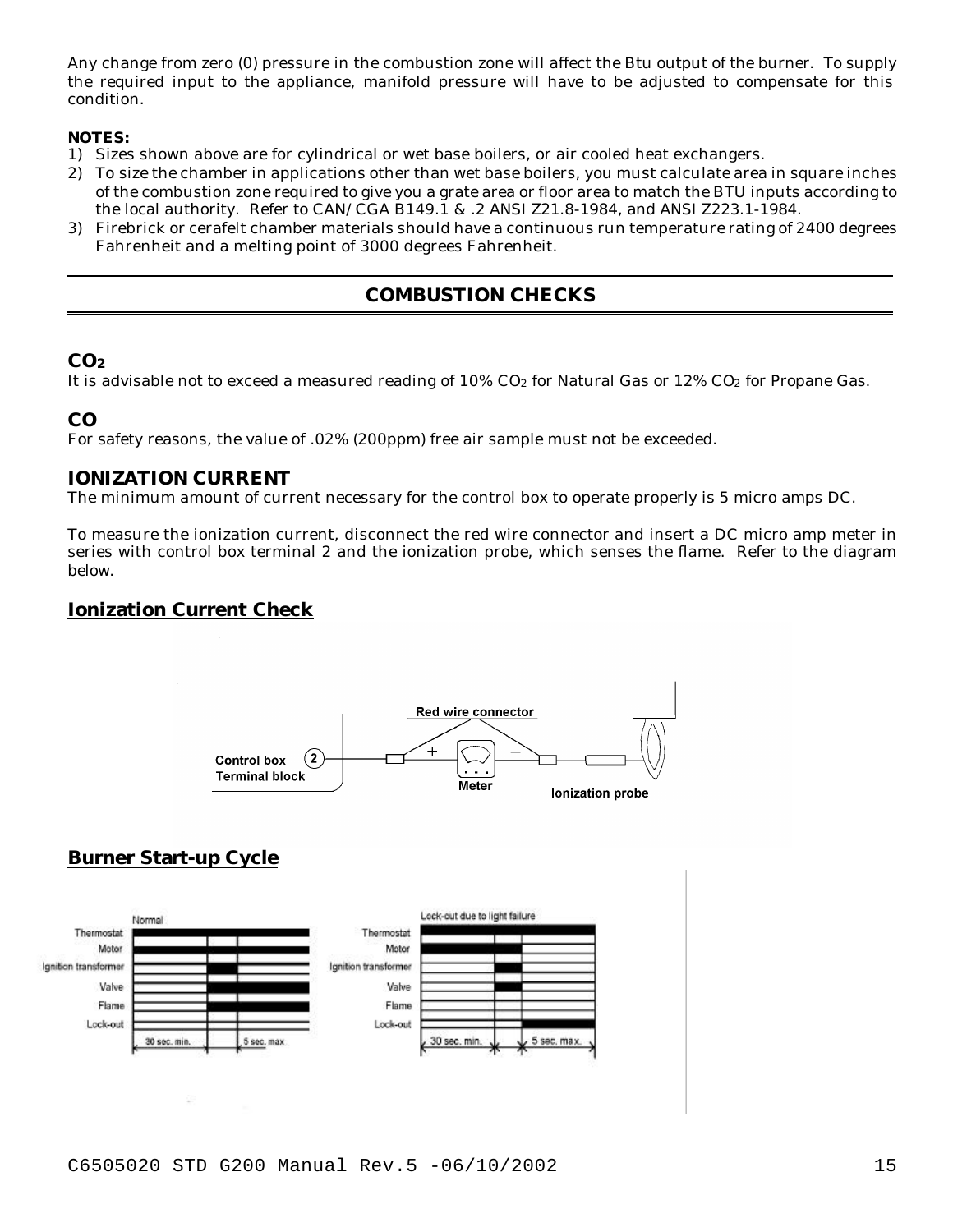Any change from zero (0) pressure in the combustion zone will affect the Btu output of the burner. To supply the required input to the appliance, manifold pressure will have to be adjusted to compensate for this condition.

**NOTES:**

1) Sizes shown above are for cylindrical or wet base boilers, or air cooled heat exchangers.
2) To size the chamber in applications other than wet base boilers, you must calculate area in square inches of the combustion zone required to give you a grate area or floor area to match the BTU inputs according to the local authority. Refer to CAN/CGA B149.1 & .2 ANSI Z21.8-1984, and ANSI Z223.1-1984.
3) Firebrick or cerafelt chamber materials should have a continuous run temperature rating of 2400 degrees Fahrenheit and a melting point of 3000 degrees Fahrenheit.

## COMBUSTION CHECKS

### $CO_2$

It is advisable not to exceed a measured reading of 10% $CO_2$ for Natural Gas or 12% $CO_2$ for Propane Gas.

### CO

For safety reasons, the value of .02% (200ppm) free air sample must not be exceeded.

### IONIZATION CURRENT

The minimum amount of current necessary for the control box to operate properly is 5 micro amps DC.

To measure the ionization current, disconnect the red wire connector and insert a DC micro amp meter in series with control box terminal 2 and the ionization probe, which senses the flame. Refer to the diagram below.

### Ionization Current Check

Control box Terminal block (2) — Red wire connector — + Meter – — Ionization probe

### Burner Start-up Cycle

Normal: Thermostat, Motor, Ignition transformer, Valve, Flame, Lock-out — 30 sec. min. / 5 sec. max

Lock-out due to light failure: Thermostat, Motor, Ignition transformer, Valve, Flame, Lock-out — 30 sec. min. / 5 sec. max.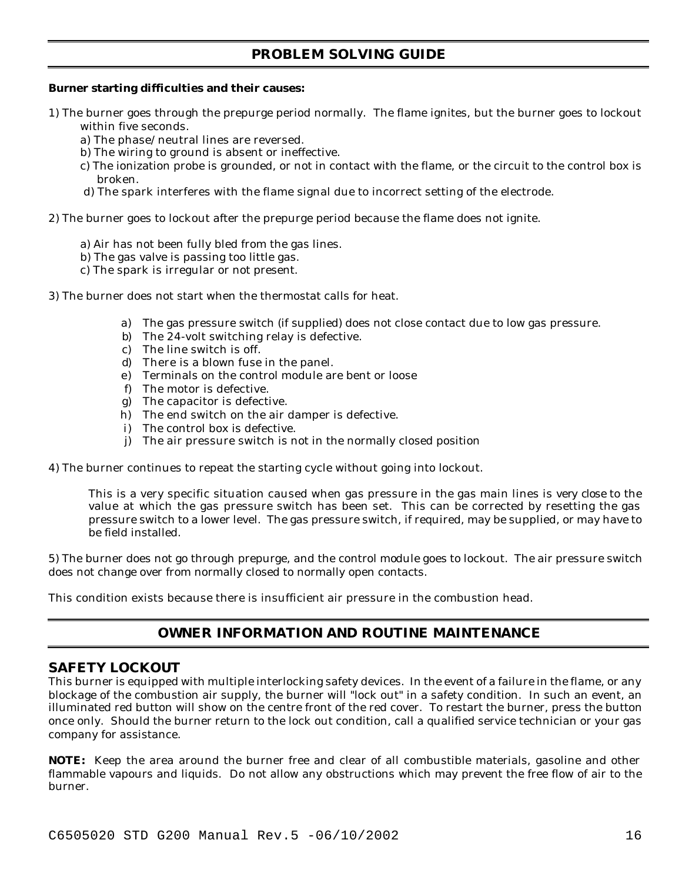## PROBLEM SOLVING GUIDE

**Burner starting difficulties and their causes:**

1) The burner goes through the prepurge period normally. The flame ignites, but the burner goes to lockout within five seconds.
   - a) The phase/neutral lines are reversed.
   - b) The wiring to ground is absent or ineffective.
   - c) The ionization probe is grounded, or not in contact with the flame, or the circuit to the control box is broken.
   - d) The spark interferes with the flame signal due to incorrect setting of the electrode.

2) The burner goes to lockout after the prepurge period because the flame does not ignite.
   - a) Air has not been fully bled from the gas lines.
   - b) The gas valve is passing too little gas.
   - c) The spark is irregular or not present.

3) The burner does not start when the thermostat calls for heat.
   - a) The gas pressure switch (if supplied) does not close contact due to low gas pressure.
   - b) The 24-volt switching relay is defective.
   - c) The line switch is off.
   - d) There is a blown fuse in the panel.
   - e) Terminals on the control module are bent or loose
   - f) The motor is defective.
   - g) The capacitor is defective.
   - h) The end switch on the air damper is defective.
   - i) The control box is defective.
   - j) The air pressure switch is not in the normally closed position

4) The burner continues to repeat the starting cycle without going into lockout.

   This is a very specific situation caused when gas pressure in the gas main lines is very close to the value at which the gas pressure switch has been set. This can be corrected by resetting the gas pressure switch to a lower level. The gas pressure switch, if required, may be supplied, or may have to be field installed.

5) The burner does not go through prepurge, and the control module goes to lockout. The air pressure switch does not change over from normally closed to normally open contacts.

This condition exists because there is insufficient air pressure in the combustion head.

## OWNER INFORMATION AND ROUTINE MAINTENANCE

### SAFETY LOCKOUT

This burner is equipped with multiple interlocking safety devices. In the event of a failure in the flame, or any blockage of the combustion air supply, the burner will "lock out" in a safety condition. In such an event, an illuminated red button will show on the centre front of the red cover. To restart the burner, press the button once only. Should the burner return to the lock out condition, call a qualified service technician or your gas company for assistance.

**NOTE:** Keep the area around the burner free and clear of all combustible materials, gasoline and other flammable vapours and liquids. Do not allow any obstructions which may prevent the free flow of air to the burner.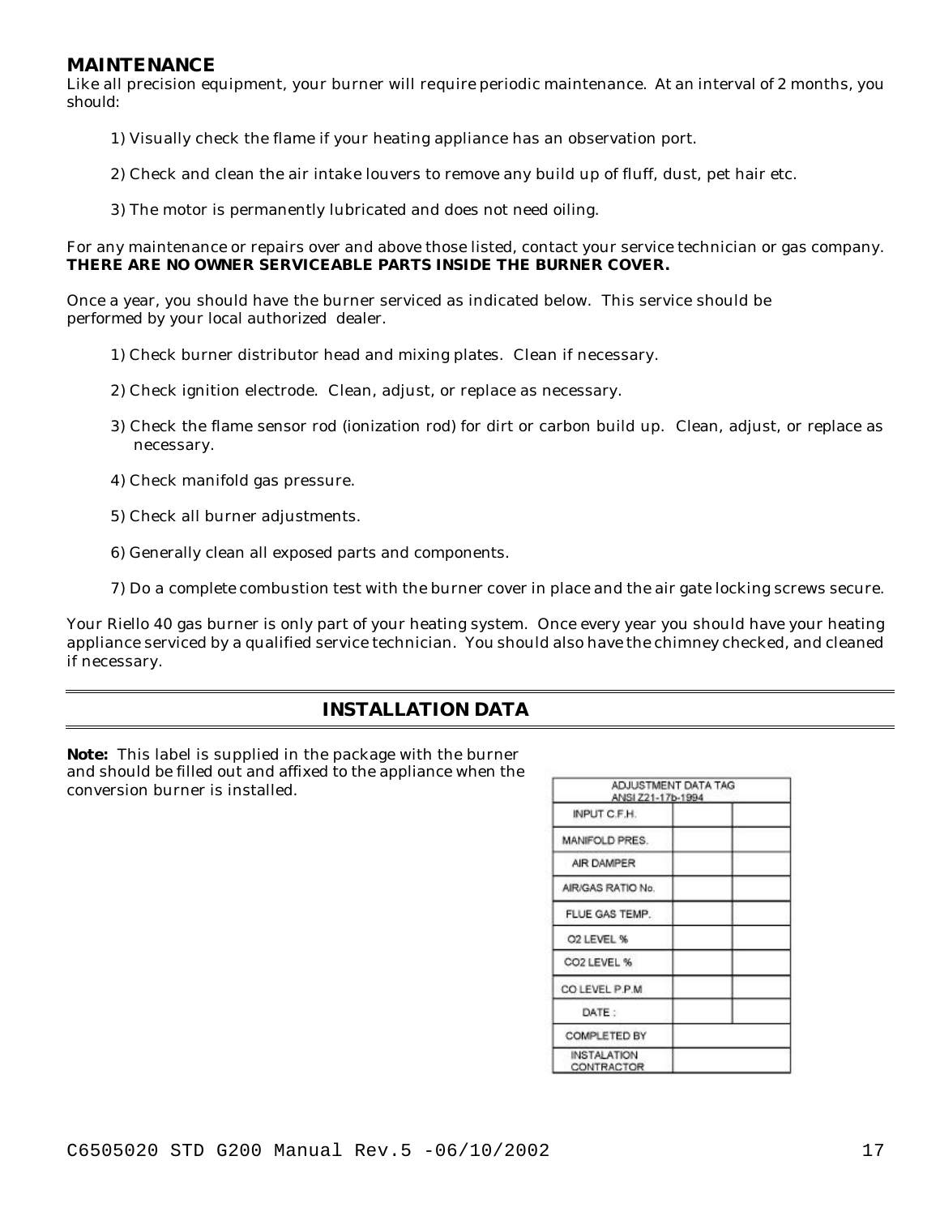## MAINTENANCE

Like all precision equipment, your burner will require periodic maintenance. At an interval of 2 months, you should:

1) Visually check the flame if your heating appliance has an observation port.

2) Check and clean the air intake louvers to remove any build up of fluff, dust, pet hair etc.

3) The motor is permanently lubricated and does not need oiling.

For any maintenance or repairs over and above those listed, contact your service technician or gas company. **THERE ARE NO OWNER SERVICEABLE PARTS INSIDE THE BURNER COVER.**

Once a year, you should have the burner serviced as indicated below. This service should be performed by your local authorized dealer.

1) Check burner distributor head and mixing plates. Clean if necessary.

2) Check ignition electrode. Clean, adjust, or replace as necessary.

3) Check the flame sensor rod (ionization rod) for dirt or carbon build up. Clean, adjust, or replace as necessary.

4) Check manifold gas pressure.

5) Check all burner adjustments.

6) Generally clean all exposed parts and components.

7) Do a complete combustion test with the burner cover in place and the air gate locking screws secure.

Your Riello 40 gas burner is only part of your heating system. Once every year you should have your heating appliance serviced by a qualified service technician. You should also have the chimney checked, and cleaned if necessary.

## INSTALLATION DATA

**Note:** This label is supplied in the package with the burner and should be filled out and affixed to the appliance when the conversion burner is installed.

| ADJUSTMENT DATA TAG ANSI Z21-17b-1994 | | |
|---|---|---|
| INPUT C.F.H. | | |
| MANIFOLD PRES. | | |
| AIR DAMPER | | |
| AIR/GAS RATIO No. | | |
| FLUE GAS TEMP. | | |
| O2 LEVEL % | | |
| CO2 LEVEL % | | |
| CO LEVEL P.P.M | | |
| DATE : | | |
| COMPLETED BY | | |
| INSTALATION CONTRACTOR | | |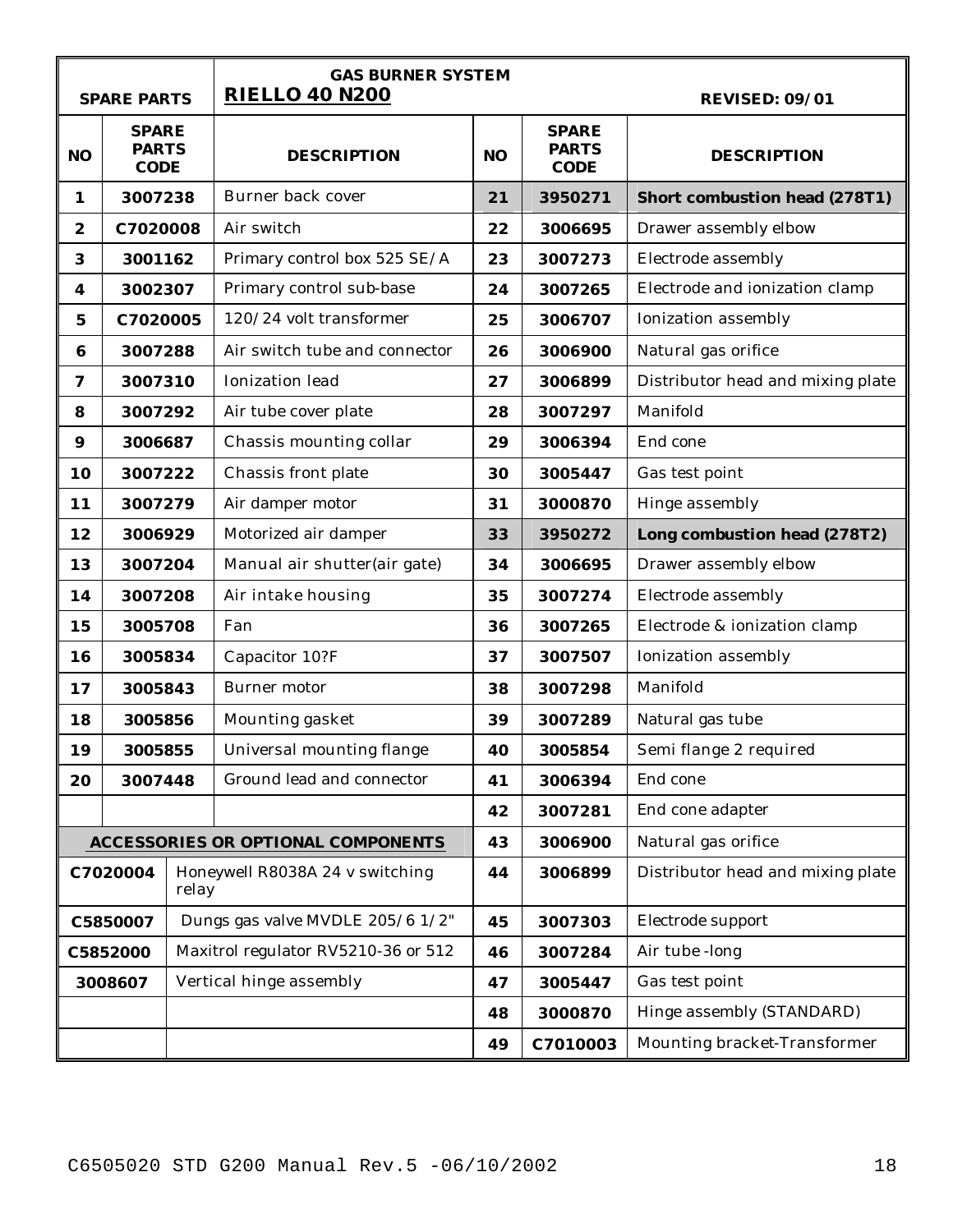| SPARE PARTS | | GAS BURNER SYSTEM **RIELLO 40 N200** | | | REVISED: 09/01 |
|---|---|---|---|---|---|
| **NO** | **SPARE PARTS CODE** | **DESCRIPTION** | **NO** | **SPARE PARTS CODE** | **DESCRIPTION** |
| 1 | 3007238 | Burner back cover | 21 | 3950271 | **Short combustion head (278T1)** |
| 2 | C7020008 | Air switch | 22 | 3006695 | Drawer assembly elbow |
| 3 | 3001162 | Primary control box 525 SE/A | 23 | 3007273 | Electrode assembly |
| 4 | 3002307 | Primary control sub-base | 24 | 3007265 | Electrode and ionization clamp |
| 5 | C7020005 | 120/24 volt transformer | 25 | 3006707 | Ionization assembly |
| 6 | 3007288 | Air switch tube and connector | 26 | 3006900 | Natural gas orifice |
| 7 | 3007310 | Ionization lead | 27 | 3006899 | Distributor head and mixing plate |
| 8 | 3007292 | Air tube cover plate | 28 | 3007297 | Manifold |
| 9 | 3006687 | Chassis mounting collar | 29 | 3006394 | End cone |
| 10 | 3007222 | Chassis front plate | 30 | 3005447 | Gas test point |
| 11 | 3007279 | Air damper motor | 31 | 3000870 | Hinge assembly |
| 12 | 3006929 | Motorized air damper | 33 | 3950272 | **Long combustion head (278T2)** |
| 13 | 3007204 | Manual air shutter(air gate) | 34 | 3006695 | Drawer assembly elbow |
| 14 | 3007208 | Air intake housing | 35 | 3007274 | Electrode assembly |
| 15 | 3005708 | Fan | 36 | 3007265 | Electrode & ionization clamp |
| 16 | 3005834 | Capacitor 10?F | 37 | 3007507 | Ionization assembly |
| 17 | 3005843 | Burner motor | 38 | 3007298 | Manifold |
| 18 | 3005856 | Mounting gasket | 39 | 3007289 | Natural gas tube |
| 19 | 3005855 | Universal mounting flange | 40 | 3005854 | Semi flange 2 required |
| 20 | 3007448 | Ground lead and connector | 41 | 3006394 | End cone |
| | | | 42 | 3007281 | End cone adapter |
| **ACCESSORIES OR OPTIONAL COMPONENTS** | | | 43 | 3006900 | Natural gas orifice |
| C7020004 | Honeywell R8038A 24 v switching relay | | 44 | 3006899 | Distributor head and mixing plate |
| C5850007 | Dungs gas valve MVDLE 205/6 1/2" | | 45 | 3007303 | Electrode support |
| C5852000 | Maxitrol regulator RV5210-36 or 512 | | 46 | 3007284 | Air tube -long |
| 3008607 | Vertical hinge assembly | | 47 | 3005447 | Gas test point |
| | | | 48 | 3000870 | Hinge assembly (STANDARD) |
| | | | 49 | C7010003 | Mounting bracket-Transformer |

C6505020 STD G200 Manual Rev.5 -06/10/2002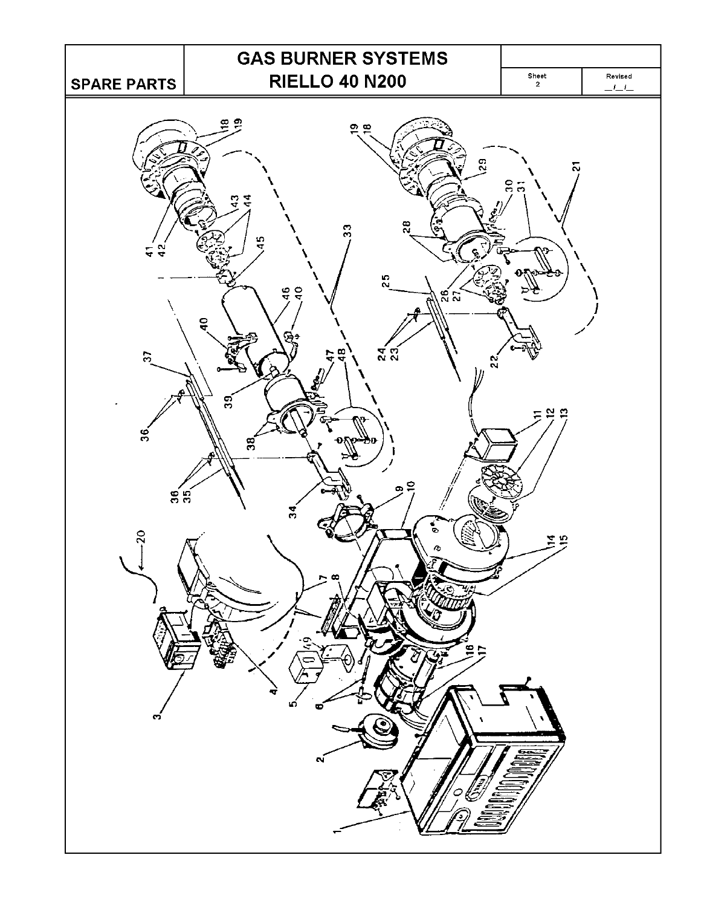| SPARE PARTS | GAS BURNER SYSTEMS RIELLO 40 N200 | Sheet 2 | Revised \_\_/\_\_/\_\_ |
|---|---|---|---|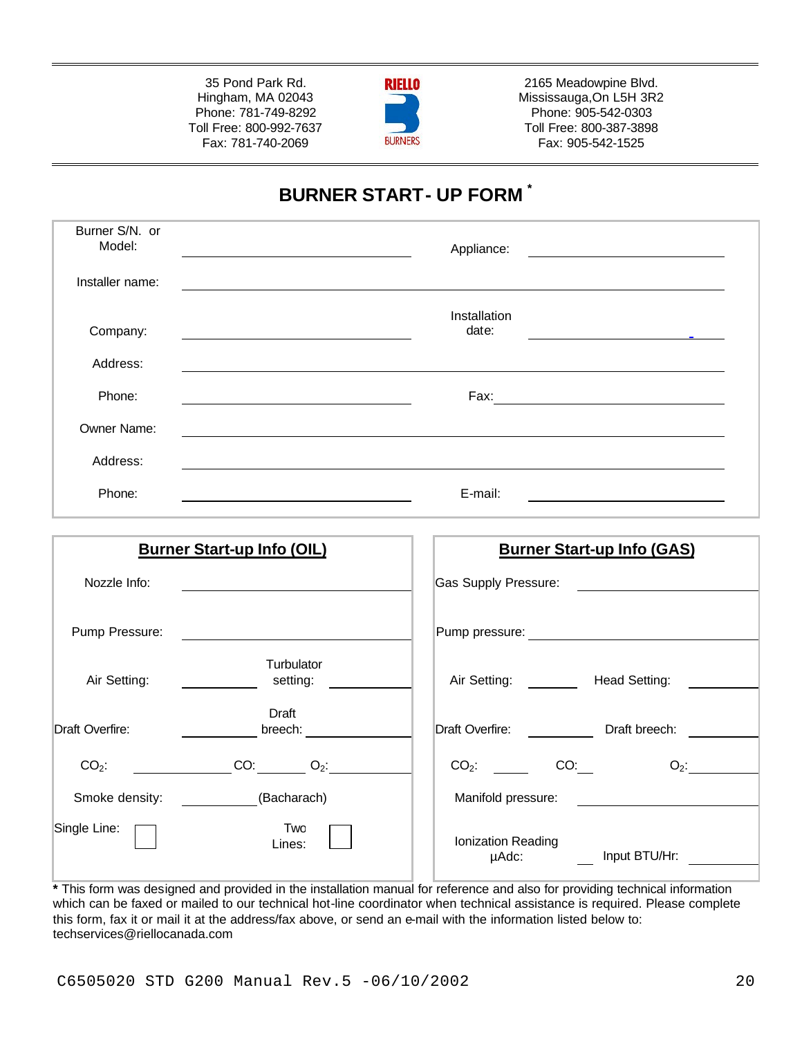35 Pond Park Rd.
Hingham, MA 02043
Phone: 781-749-8292
Toll Free: 800-992-7637
Fax: 781-740-2069

RIELLO BURNERS

2165 Meadowpine Blvd.
Mississauga,On L5H 3R2
Phone: 905-542-0303
Toll Free: 800-387-3898
Fax: 905-542-1525

# BURNER START- UP FORM *

| | | | |
|---|---|---|---|
| Burner S/N. or Model: | ____________ | Appliance: | ____________ |
| Installer name: | ____________ | | |
| Company: | ____________ | Installation date: | ____________ |
| Address: | ____________ | | |
| Phone: | ____________ | Fax: | ____________ |
| Owner Name: | ____________ | | |
| Address: | ____________ | | |
| Phone: | ____________ | E-mail: | ____________ |

## Burner Start-up Info (OIL)

| | | | |
|---|---|---|---|
| Nozzle Info: | ____________ | | |
| Pump Pressure: | ____________ | | |
| Air Setting: | ______ | Turbulator setting: | ______ |
| Draft Overfire: | ______ | Draft breech: | ______ |
| $CO_2$: ______ | CO: ______ | $O_2$: ______ | |
| Smoke density: | ______ | (Bacharach) | |
| Single Line: ☐ | | Two Lines: ☐ | |

## Burner Start-up Info (GAS)

| | | | |
|---|---|---|---|
| Gas Supply Pressure: | ____________ | | |
| Pump pressure: | ____________ | | |
| Air Setting: | ______ | Head Setting: | ______ |
| Draft Overfire: | ______ | Draft breech: | ______ |
| $CO_2$: ______ | CO: ______ | $O_2$: ______ | |
| Manifold pressure: | ____________ | | |
| Ionization Reading µAdc: | ______ | Input BTU/Hr: | ______ |

**\*** This form was designed and provided in the installation manual for reference and also for providing technical information which can be faxed or mailed to our technical hot-line coordinator when technical assistance is required. Please complete this form, fax it or mail it at the address/fax above, or send an e-mail with the information listed below to: techservices@riellocanada.com

C6505020 STD G200 Manual Rev.5 -06/10/2002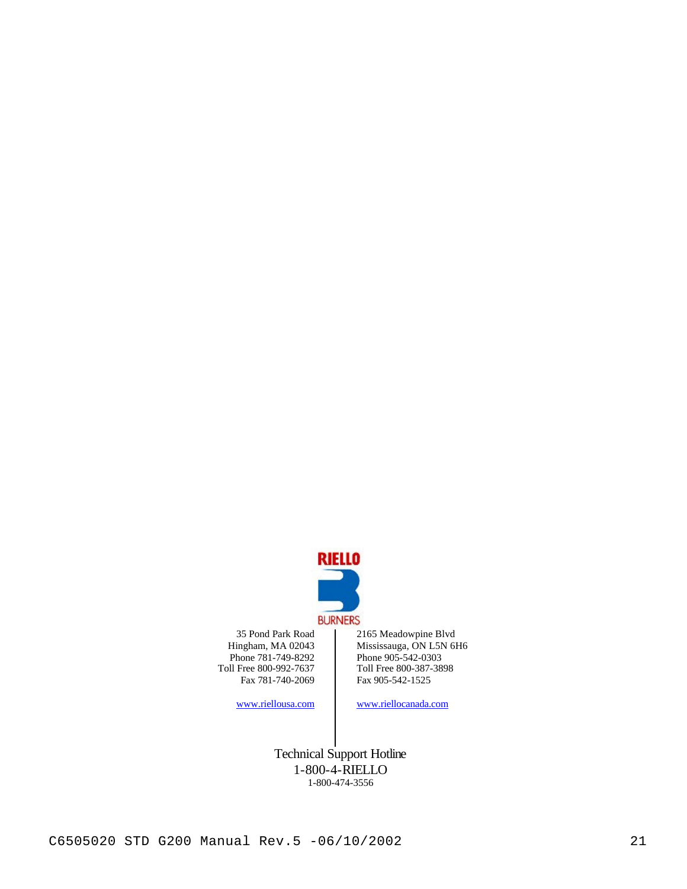RIELLO BURNERS

35 Pond Park Road
Hingham, MA 02043
Phone 781-749-8292
Toll Free 800-992-7637
Fax 781-740-2069

www.riellousa.com

2165 Meadowpine Blvd
Mississauga, ON L5N 6H6
Phone 905-542-0303
Toll Free 800-387-3898
Fax 905-542-1525

www.riellocanada.com

Technical Support Hotline
1-800-4-RIELLO
1-800-474-3556